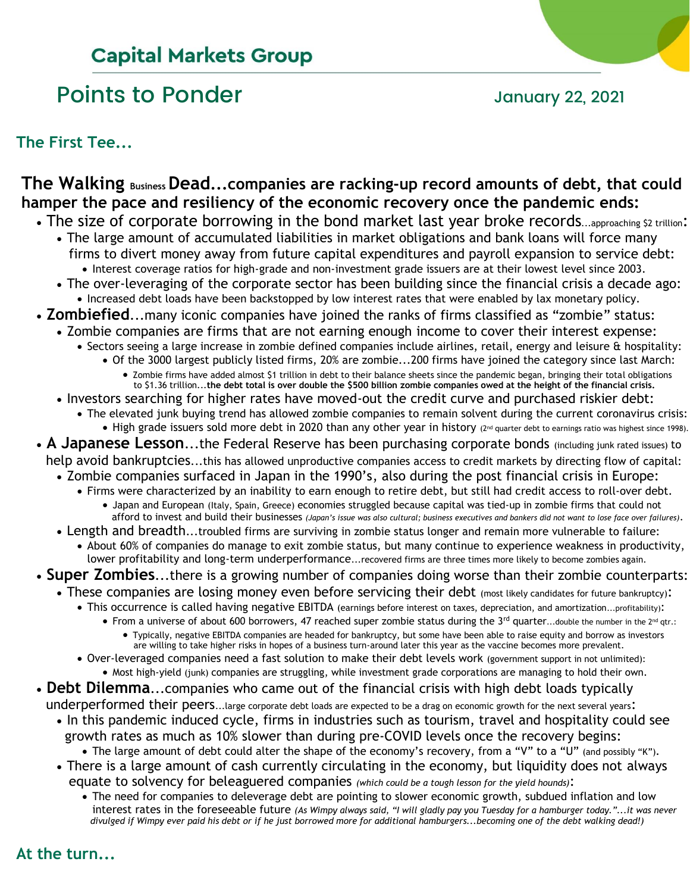# Capital Markets Group

## Points to Ponder

January 22, 2021

### The First Tee...

**The Walking Business Dead...companies are racking-up record amounts of debt, that could hamper the pace and resiliency of the economic recovery once the pandemic ends:**

- The size of corporate borrowing in the bond market last year broke records...approaching $2 trillion:
  - The large amount of accumulated liabilities in market obligations and bank loans will force many firms to divert money away from future capital expenditures and payroll expansion to service debt:
    - Interest coverage ratios for high-grade and non-investment grade issuers are at their lowest level since 2003.
  - The over-leveraging of the corporate sector has been building since the financial crisis a decade ago:
    - Increased debt loads have been backstopped by low interest rates that were enabled by lax monetary policy.
- **Zombiefied**...many iconic companies have joined the ranks of firms classified as "zombie" status:
  - Zombie companies are firms that are not earning enough income to cover their interest expense:
    - Sectors seeing a large increase in zombie defined companies include airlines, retail, energy and leisure & hospitality:
      - Of the 3000 largest publicly listed firms, 20% are zombie...200 firms have joined the category since last March:
        - Zombie firms have added almost $1 trillion in debt to their balance sheets since the pandemic began, bringing their total obligations to $1.36 trillion...**the debt total is over double the $500 billion zombie companies owed at the height of the financial crisis.**
  - Investors searching for higher rates have moved-out the credit curve and purchased riskier debt:
    - The elevated junk buying trend has allowed zombie companies to remain solvent during the current coronavirus crisis:
      - High grade issuers sold more debt in 2020 than any other year in history (2nd quarter debt to earnings ratio was highest since 1998).
- **A Japanese Lesson**...the Federal Reserve has been purchasing corporate bonds (including junk rated issues) to help avoid bankruptcies...this has allowed unproductive companies access to credit markets by directing flow of capital:
  - Zombie companies surfaced in Japan in the 1990's, also during the post financial crisis in Europe:
    - Firms were characterized by an inability to earn enough to retire debt, but still had credit access to roll-over debt.
      - Japan and European (Italy, Spain, Greece) economies struggled because capital was tied-up in zombie firms that could not afford to invest and build their businesses *(Japan's issue was also cultural; business executives and bankers did not want to lose face over failures)*.
  - Length and breadth...troubled firms are surviving in zombie status longer and remain more vulnerable to failure:
    - About 60% of companies do manage to exit zombie status, but many continue to experience weakness in productivity, lower profitability and long-term underperformance...recovered firms are three times more likely to become zombies again.
- **Super Zombies**...there is a growing number of companies doing worse than their zombie counterparts:
  - These companies are losing money even before servicing their debt (most likely candidates for future bankruptcy):
    - This occurrence is called having negative EBITDA (earnings before interest on taxes, depreciation, and amortization...profitability):
      - From a universe of about 600 borrowers, 47 reached super zombie status during the 3rd quarter...double the number in the 2nd qtr.:
        - Typically, negative EBITDA companies are headed for bankruptcy, but some have been able to raise equity and borrow as investors are willing to take higher risks in hopes of a business turn-around later this year as the vaccine becomes more prevalent.
    - Over-leveraged companies need a fast solution to make their debt levels work (government support in not unlimited):
      - Most high-yield (junk) companies are struggling, while investment grade corporations are managing to hold their own.
- **Debt Dilemma**...companies who came out of the financial crisis with high debt loads typically underperformed their peers...large corporate debt loads are expected to be a drag on economic growth for the next several years:
  - In this pandemic induced cycle, firms in industries such as tourism, travel and hospitality could see growth rates as much as 10% slower than during pre-COVID levels once the recovery begins:
    - The large amount of debt could alter the shape of the economy's recovery, from a "V" to a "U" (and possibly "K").
  - There is a large amount of cash currently circulating in the economy, but liquidity does not always equate to solvency for beleaguered companies *(which could be a tough lesson for the yield hounds)*:
    - The need for companies to deleverage debt are pointing to slower economic growth, subdued inflation and low interest rates in the foreseeable future *(As Wimpy always said, "I will gladly pay you Tuesday for a hamburger today."...it was never divulged if Wimpy ever paid his debt or if he just borrowed more for additional hamburgers...becoming one of the debt walking dead!)*

### At the turn...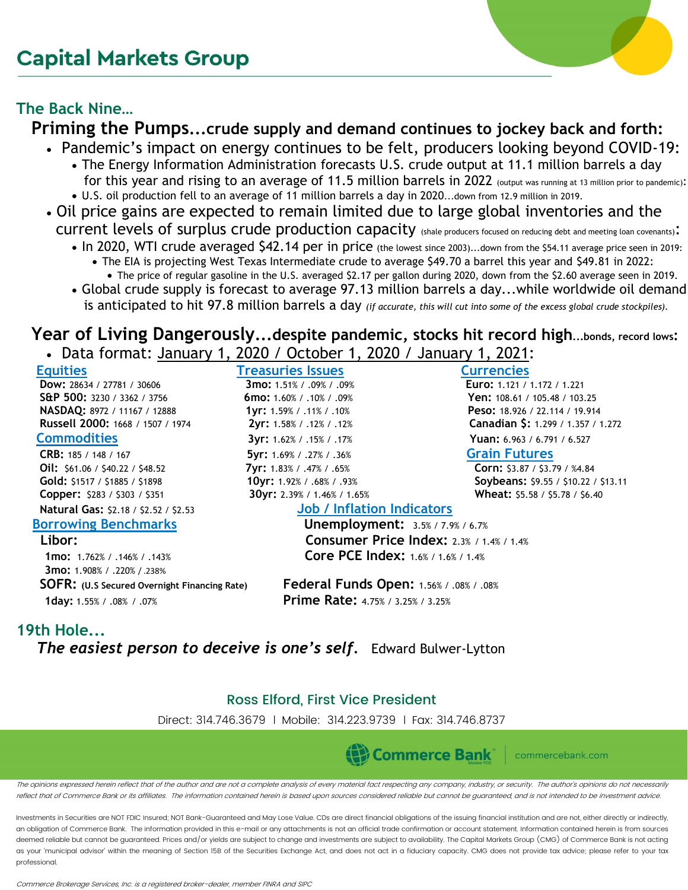# Capital Markets Group

## The Back Nine…

### Priming the Pumps…crude supply and demand continues to jockey back and forth:

- Pandemic's impact on energy continues to be felt, producers looking beyond COVID-19:
  - The Energy Information Administration forecasts U.S. crude output at 11.1 million barrels a day for this year and rising to an average of 11.5 million barrels in 2022 (output was running at 13 million prior to pandemic):
  - U.S. oil production fell to an average of 11 million barrels a day in 2020…down from 12.9 million in 2019.
- Oil price gains are expected to remain limited due to large global inventories and the current levels of surplus crude production capacity (shale producers focused on reducing debt and meeting loan covenants):
  - In 2020, WTI crude averaged $42.14 per in price (the lowest since 2003)…down from the $54.11 average price seen in 2019:
    - The EIA is projecting West Texas Intermediate crude to average $49.70 a barrel this year and $49.81 in 2022:
      - The price of regular gasoline in the U.S. averaged $2.17 per gallon during 2020, down from the $2.60 average seen in 2019.
  - Global crude supply is forecast to average 97.13 million barrels a day…while worldwide oil demand is anticipated to hit 97.8 million barrels a day *(if accurate, this will cut into some of the excess global crude stockpiles)*.

### Year of Living Dangerously…despite pandemic, stocks hit record high…bonds, record lows:

- Data format: January 1, 2020 / October 1, 2020 / January 1, 2021:

**Equities**

**Dow:** 28634 / 27781 / 30606
**S&P 500:** 3230 / 3362 / 3756
**NASDAQ:** 8972 / 11167 / 12888
**Russell 2000:** 1668 / 1507 / 1974

**Commodities**

**CRB:** 185 / 148 / 167
**Oil:** $61.06 / $40.22 / $48.52
**Gold:** $1517 / $1885 / $1898
**Copper:** $283 / $303 / $351
**Natural Gas:** $2.18 / $2.52 / $2.53

**Borrowing Benchmarks**

**Libor:**
**1mo:** 1.762% / .146% / .143%
**3mo:** 1.908% / .220% / .238%
**SOFR:** (U.S Secured Overnight Financing Rate)
**1day:** 1.55% / .08% / .07%

**Treasuries Issues**

**3mo:** 1.51% / .09% / .09%
**6mo:** 1.60% / .10% / .09%
**1yr:** 1.59% / .11% / .10%
**2yr:** 1.58% / .12% / .12%
**3yr:** 1.62% / .15% / .17%
**5yr:** 1.69% / .27% / .36%
**7yr:** 1.83% / .47% / .65%
**10yr:** 1.92% / .68% / .93%
**30yr:** 2.39% / 1.46% / 1.65%

**Currencies**

**Euro:** 1.121 / 1.172 / 1.221
**Yen:** 108.61 / 105.48 / 103.25
**Peso:** 18.926 / 22.114 / 19.914
**Canadian $:** 1.299 / 1.357 / 1.272
**Yuan:** 6.963 / 6.791 / 6.527

**Grain Futures**

**Corn:** $3.87 / $3.79 / %4.84
**Soybeans:** $9.55 / $10.22 / $13.11
**Wheat:** $5.58 / $5.78 / $6.40

**Job / Inflation Indicators**

**Unemployment:** 3.5% / 7.9% / 6.7%
**Consumer Price Index:** 2.3% / 1.4% / 1.4%
**Core PCE Index:** 1.6% / 1.6% / 1.4%

**Federal Funds Open:** 1.56% / .08% / .08%
**Prime Rate:** 4.75% / 3.25% / 3.25%

## 19th Hole…

***The easiest person to deceive is one's self.*** Edward Bulwer-Lytton

Ross Elford, First Vice President

Direct: 314.746.3679 | Mobile: 314.223.9739 | Fax: 314.746.8737

Commerce Bank | commercebank.com

*The opinions expressed herein reflect that of the author and are not a complete analysis of every material fact respecting any company, industry, or security. The author's opinions do not necessarily reflect that of Commerce Bank or its affiliates. The information contained herein is based upon sources considered reliable but cannot be guaranteed, and is not intended to be investment advice.*

Investments in Securities are NOT FDIC Insured; NOT Bank-Guaranteed and May Lose Value. CDs are direct financial obligations of the issuing financial institution and are not, either directly or indirectly, an obligation of Commerce Bank. The information provided in this e-mail or any attachments is not an official trade confirmation or account statement. Information contained herein is from sources deemed reliable but cannot be guaranteed. Prices and/or yields are subject to change and investments are subject to availability. The Capital Markets Group (CMG) of Commerce Bank is not acting as your 'municipal advisor' within the meaning of Section 15B of the Securities Exchange Act, and does not act in a fiduciary capacity. CMG does not provide tax advice; please refer to your tax professional.

*Commerce Brokerage Services, Inc. is a registered broker-dealer, member FINRA and SIPC*